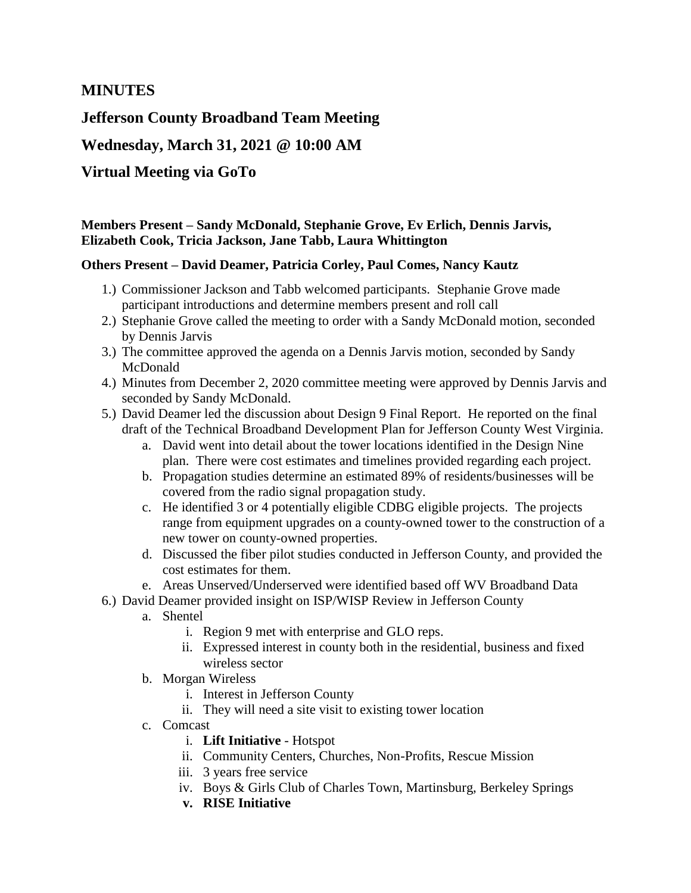## MINUTES

## Jefferson County Broadband Team Meeting

## Wednesday, March 31, 2021 @ 10:00 AM

## Virtual Meeting via GoTo

**Members Present – Sandy McDonald, Stephanie Grove, Ev Erlich, Dennis Jarvis, Elizabeth Cook, Tricia Jackson, Jane Tabb, Laura Whittington**

**Others Present – David Deamer, Patricia Corley, Paul Comes, Nancy Kautz**

1.) Commissioner Jackson and Tabb welcomed participants. Stephanie Grove made participant introductions and determine members present and roll call
2.) Stephanie Grove called the meeting to order with a Sandy McDonald motion, seconded by Dennis Jarvis
3.) The committee approved the agenda on a Dennis Jarvis motion, seconded by Sandy McDonald
4.) Minutes from December 2, 2020 committee meeting were approved by Dennis Jarvis and seconded by Sandy McDonald.
5.) David Deamer led the discussion about Design 9 Final Report. He reported on the final draft of the Technical Broadband Development Plan for Jefferson County West Virginia.
    a. David went into detail about the tower locations identified in the Design Nine plan. There were cost estimates and timelines provided regarding each project.
    b. Propagation studies determine an estimated 89% of residents/businesses will be covered from the radio signal propagation study.
    c. He identified 3 or 4 potentially eligible CDBG eligible projects. The projects range from equipment upgrades on a county-owned tower to the construction of a new tower on county-owned properties.
    d. Discussed the fiber pilot studies conducted in Jefferson County, and provided the cost estimates for them.
    e. Areas Unserved/Underserved were identified based off WV Broadband Data
6.) David Deamer provided insight on ISP/WISP Review in Jefferson County
    a. Shentel
        i. Region 9 met with enterprise and GLO reps.
        ii. Expressed interest in county both in the residential, business and fixed wireless sector
    b. Morgan Wireless
        i. Interest in Jefferson County
        ii. They will need a site visit to existing tower location
    c. Comcast
        i. **Lift Initiative** - Hotspot
        ii. Community Centers, Churches, Non-Profits, Rescue Mission
        iii. 3 years free service
        iv. Boys & Girls Club of Charles Town, Martinsburg, Berkeley Springs
        **v. RISE Initiative**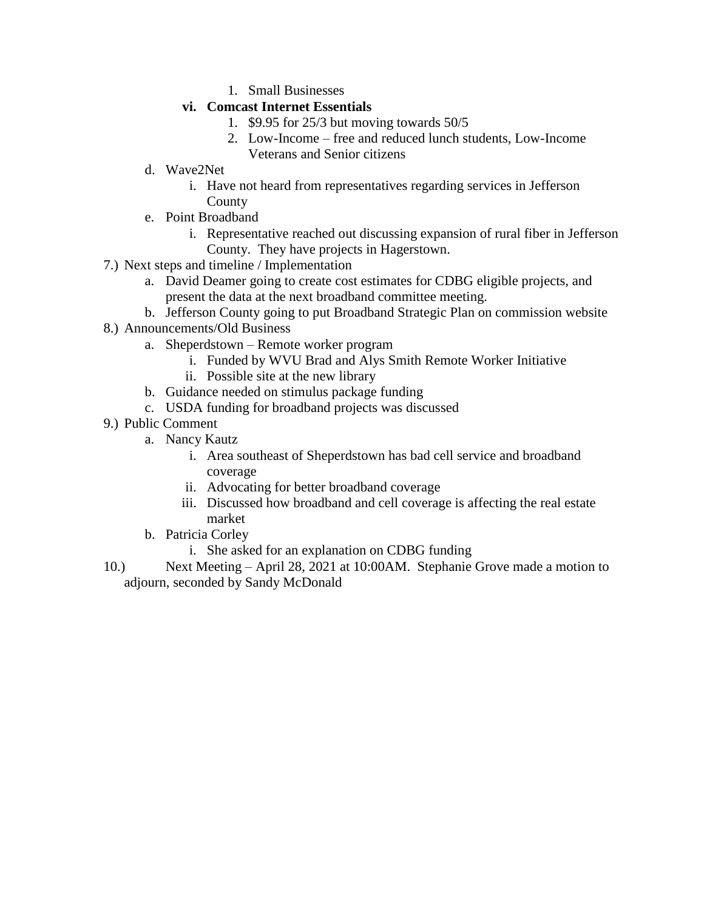1. Small Businesses

**vi. Comcast Internet Essentials**

1. $9.95 for 25/3 but moving towards 50/5
2. Low-Income – free and reduced lunch students, Low-Income Veterans and Senior citizens

d. Wave2Net

i. Have not heard from representatives regarding services in Jefferson County

e. Point Broadband

i. Representative reached out discussing expansion of rural fiber in Jefferson County. They have projects in Hagerstown.

7.) Next steps and timeline / Implementation

a. David Deamer going to create cost estimates for CDBG eligible projects, and present the data at the next broadband committee meeting.

b. Jefferson County going to put Broadband Strategic Plan on commission website

8.) Announcements/Old Business

a. Sheperdstown – Remote worker program

i. Funded by WVU Brad and Alys Smith Remote Worker Initiative

ii. Possible site at the new library

b. Guidance needed on stimulus package funding

c. USDA funding for broadband projects was discussed

9.) Public Comment

a. Nancy Kautz

i. Area southeast of Sheperdstown has bad cell service and broadband coverage

ii. Advocating for better broadband coverage

iii. Discussed how broadband and cell coverage is affecting the real estate market

b. Patricia Corley

i. She asked for an explanation on CDBG funding

10.) Next Meeting – April 28, 2021 at 10:00AM. Stephanie Grove made a motion to adjourn, seconded by Sandy McDonald